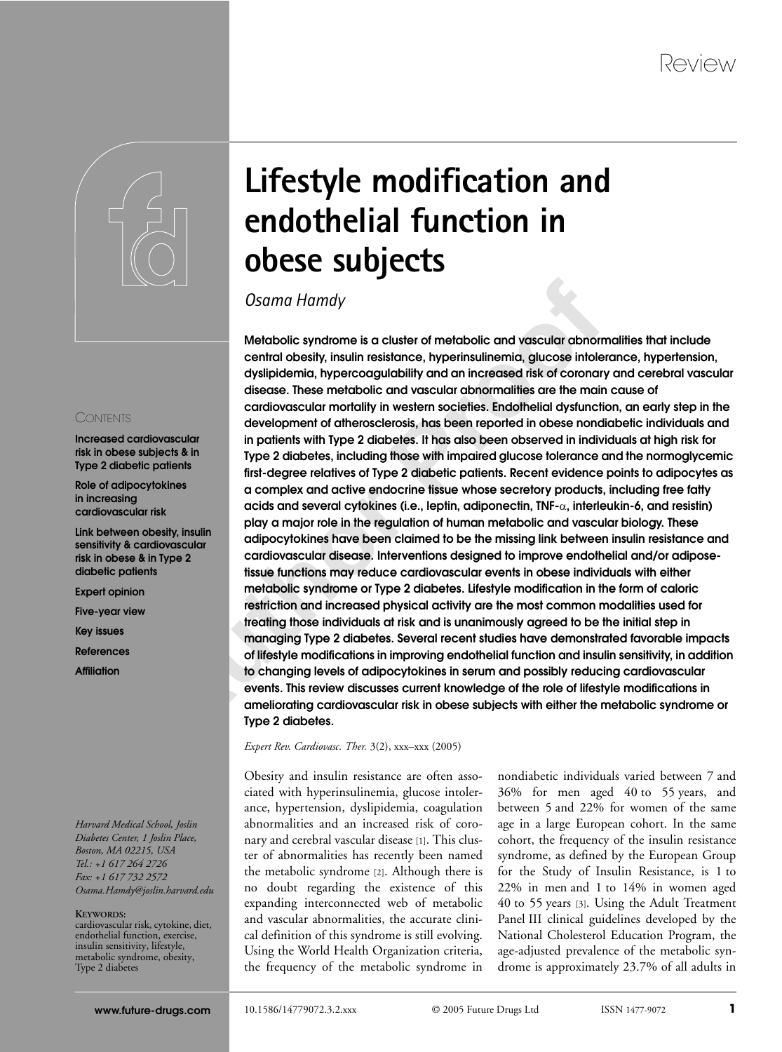Review

# Lifestyle modification and endothelial function in obese subjects

*Osama Hamdy*

**Metabolic syndrome is a cluster of metabolic and vascular abnormalities that include central obesity, insulin resistance, hyperinsulinemia, glucose intolerance, hypertension, dyslipidemia, hypercoagulability and an increased risk of coronary and cerebral vascular disease. These metabolic and vascular abnormalities are the main cause of cardiovascular mortality in western societies. Endothelial dysfunction, an early step in the development of atherosclerosis, has been reported in obese nondiabetic individuals and in patients with Type 2 diabetes. It has also been observed in individuals at high risk for Type 2 diabetes, including those with impaired glucose tolerance and the normoglycemic first-degree relatives of Type 2 diabetic patients. Recent evidence points to adipocytes as a complex and active endocrine tissue whose secretory products, including free fatty acids and several cytokines (i.e., leptin, adiponectin, TNF-α, interleukin-6, and resistin) play a major role in the regulation of human metabolic and vascular biology. These adipocytokines have been claimed to be the missing link between insulin resistance and cardiovascular disease. Interventions designed to improve endothelial and/or adipose-tissue functions may reduce cardiovascular events in obese individuals with either metabolic syndrome or Type 2 diabetes. Lifestyle modification in the form of caloric restriction and increased physical activity are the most common modalities used for treating those individuals at risk and is unanimously agreed to be the initial step in managing Type 2 diabetes. Several recent studies have demonstrated favorable impacts of lifestyle modifications in improving endothelial function and insulin sensitivity, in addition to changing levels of adipocytokines in serum and possibly reducing cardiovascular events. This review discusses current knowledge of the role of lifestyle modifications in ameliorating cardiovascular risk in obese subjects with either the metabolic syndrome or Type 2 diabetes.**

*Expert Rev. Cardiovasc. Ther.* 3(2), xxx–xxx (2005)

CONTENTS

- Increased cardiovascular risk in obese subjects & in Type 2 diabetic patients
- Role of adipocytokines in increasing cardiovascular risk
- Link between obesity, insulin sensitivity & cardiovascular risk in obese & in Type 2 diabetic patients
- Expert opinion
- Five-year view
- Key issues
- References
- Affiliation

*Harvard Medical School, Joslin Diabetes Center, 1 Joslin Place, Boston, MA 02215, USA*
*Tel.: +1 617 264 2726*
*Fax: +1 617 732 2572*
*Osama.Hamdy@joslin.harvard.edu*

**KEYWORDS:**
cardiovascular risk, cytokine, diet, endothelial function, exercise, insulin sensitivity, lifestyle, metabolic syndrome, obesity, Type 2 diabetes

Obesity and insulin resistance are often associated with hyperinsulinemia, glucose intolerance, hypertension, dyslipidemia, coagulation abnormalities and an increased risk of coronary and cerebral vascular disease [1]. This cluster of abnormalities has recently been named the metabolic syndrome [2]. Although there is no doubt regarding the existence of this expanding interconnected web of metabolic and vascular abnormalities, the accurate clinical definition of this syndrome is still evolving. Using the World Health Organization criteria, the frequency of the metabolic syndrome in nondiabetic individuals varied between 7 and 36% for men aged 40 to 55 years, and between 5 and 22% for women of the same age in a large European cohort. In the same cohort, the frequency of the insulin resistance syndrome, as defined by the European Group for the Study of Insulin Resistance, is 1 to 22% in men and 1 to 14% in women aged 40 to 55 years [3]. Using the Adult Treatment Panel III clinical guidelines developed by the National Cholesterol Education Program, the age-adjusted prevalence of the metabolic syndrome is approximately 23.7% of all adults in

www.future-drugs.com 10.1586/14779072.3.2.xxx © 2005 Future Drugs Ltd ISSN 1477-9072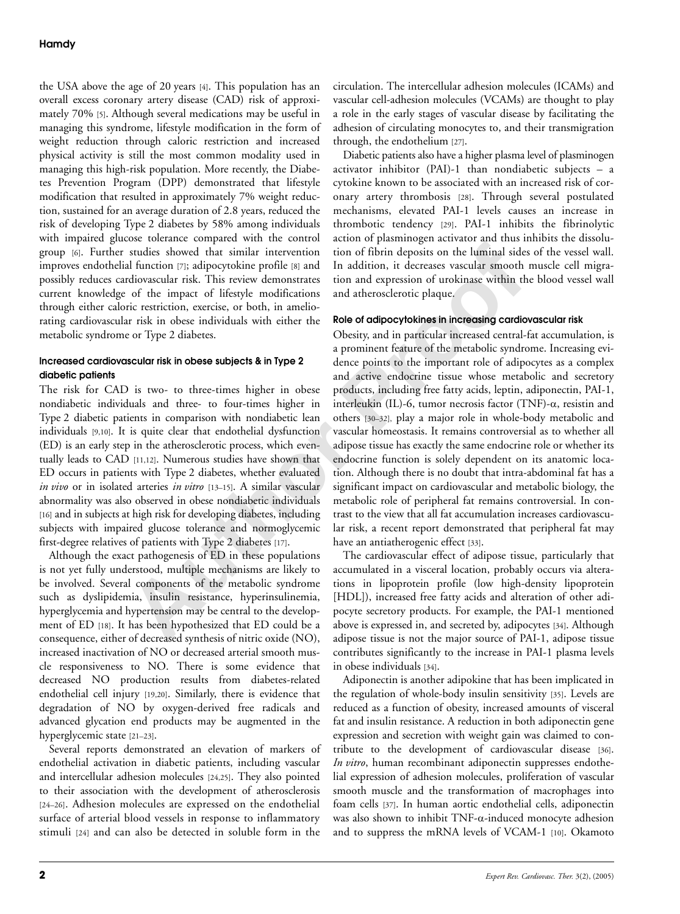the USA above the age of 20 years [4]. This population has an overall excess coronary artery disease (CAD) risk of approximately 70% [5]. Although several medications may be useful in managing this syndrome, lifestyle modification in the form of weight reduction through caloric restriction and increased physical activity is still the most common modality used in managing this high-risk population. More recently, the Diabetes Prevention Program (DPP) demonstrated that lifestyle modification that resulted in approximately 7% weight reduction, sustained for an average duration of 2.8 years, reduced the risk of developing Type 2 diabetes by 58% among individuals with impaired glucose tolerance compared with the control group [6]. Further studies showed that similar intervention improves endothelial function [7]; adipocytokine profile [8] and possibly reduces cardiovascular risk. This review demonstrates current knowledge of the impact of lifestyle modifications through either caloric restriction, exercise, or both, in ameliorating cardiovascular risk in obese individuals with either the metabolic syndrome or Type 2 diabetes.

## Increased cardiovascular risk in obese subjects & in Type 2 diabetic patients

The risk for CAD is two- to three-times higher in obese nondiabetic individuals and three- to four-times higher in Type 2 diabetic patients in comparison with nondiabetic lean individuals [9,10]. It is quite clear that endothelial dysfunction (ED) is an early step in the atherosclerotic process, which eventually leads to CAD [11,12]. Numerous studies have shown that ED occurs in patients with Type 2 diabetes, whether evaluated *in vivo* or in isolated arteries *in vitro* [13–15]. A similar vascular abnormality was also observed in obese nondiabetic individuals [16] and in subjects at high risk for developing diabetes, including subjects with impaired glucose tolerance and normoglycemic first-degree relatives of patients with Type 2 diabetes [17].

Although the exact pathogenesis of ED in these populations is not yet fully understood, multiple mechanisms are likely to be involved. Several components of the metabolic syndrome such as dyslipidemia, insulin resistance, hyperinsulinemia, hyperglycemia and hypertension may be central to the development of ED [18]. It has been hypothesized that ED could be a consequence, either of decreased synthesis of nitric oxide (NO), increased inactivation of NO or decreased arterial smooth muscle responsiveness to NO. There is some evidence that decreased NO production results from diabetes-related endothelial cell injury [19,20]. Similarly, there is evidence that degradation of NO by oxygen-derived free radicals and advanced glycation end products may be augmented in the hyperglycemic state [21–23].

Several reports demonstrated an elevation of markers of endothelial activation in diabetic patients, including vascular and intercellular adhesion molecules [24,25]. They also pointed to their association with the development of atherosclerosis [24–26]. Adhesion molecules are expressed on the endothelial surface of arterial blood vessels in response to inflammatory stimuli [24] and can also be detected in soluble form in the circulation. The intercellular adhesion molecules (ICAMs) and vascular cell-adhesion molecules (VCAMs) are thought to play a role in the early stages of vascular disease by facilitating the adhesion of circulating monocytes to, and their transmigration through, the endothelium [27].

Diabetic patients also have a higher plasma level of plasminogen activator inhibitor (PAI)-1 than nondiabetic subjects – a cytokine known to be associated with an increased risk of coronary artery thrombosis [28]. Through several postulated mechanisms, elevated PAI-1 levels causes an increase in thrombotic tendency [29]. PAI-1 inhibits the fibrinolytic action of plasminogen activator and thus inhibits the dissolution of fibrin deposits on the luminal sides of the vessel wall. In addition, it decreases vascular smooth muscle cell migration and expression of urokinase within the blood vessel wall and atherosclerotic plaque.

## Role of adipocytokines in increasing cardiovascular risk

Obesity, and in particular increased central-fat accumulation, is a prominent feature of the metabolic syndrome. Increasing evidence points to the important role of adipocytes as a complex and active endocrine tissue whose metabolic and secretory products, including free fatty acids, leptin, adiponectin, PAI-1, interleukin (IL)-6, tumor necrosis factor (TNF)-α, resistin and others [30–32], play a major role in whole-body metabolic and vascular homeostasis. It remains controversial as to whether all adipose tissue has exactly the same endocrine role or whether its endocrine function is solely dependent on its anatomic location. Although there is no doubt that intra-abdominal fat has a significant impact on cardiovascular and metabolic biology, the metabolic role of peripheral fat remains controversial. In contrast to the view that all fat accumulation increases cardiovascular risk, a recent report demonstrated that peripheral fat may have an antiatherogenic effect [33].

The cardiovascular effect of adipose tissue, particularly that accumulated in a visceral location, probably occurs via alterations in lipoprotein profile (low high-density lipoprotein [HDL]), increased free fatty acids and alteration of other adipocyte secretory products. For example, the PAI-1 mentioned above is expressed in, and secreted by, adipocytes [34]. Although adipose tissue is not the major source of PAI-1, adipose tissue contributes significantly to the increase in PAI-1 plasma levels in obese individuals [34].

Adiponectin is another adipokine that has been implicated in the regulation of whole-body insulin sensitivity [35]. Levels are reduced as a function of obesity, increased amounts of visceral fat and insulin resistance. A reduction in both adiponectin gene expression and secretion with weight gain was claimed to contribute to the development of cardiovascular disease [36]. *In vitro*, human recombinant adiponectin suppresses endothelial expression of adhesion molecules, proliferation of vascular smooth muscle and the transformation of macrophages into foam cells [37]. In human aortic endothelial cells, adiponectin was also shown to inhibit TNF-α-induced monocyte adhesion and to suppress the mRNA levels of VCAM-1 [10]. Okamoto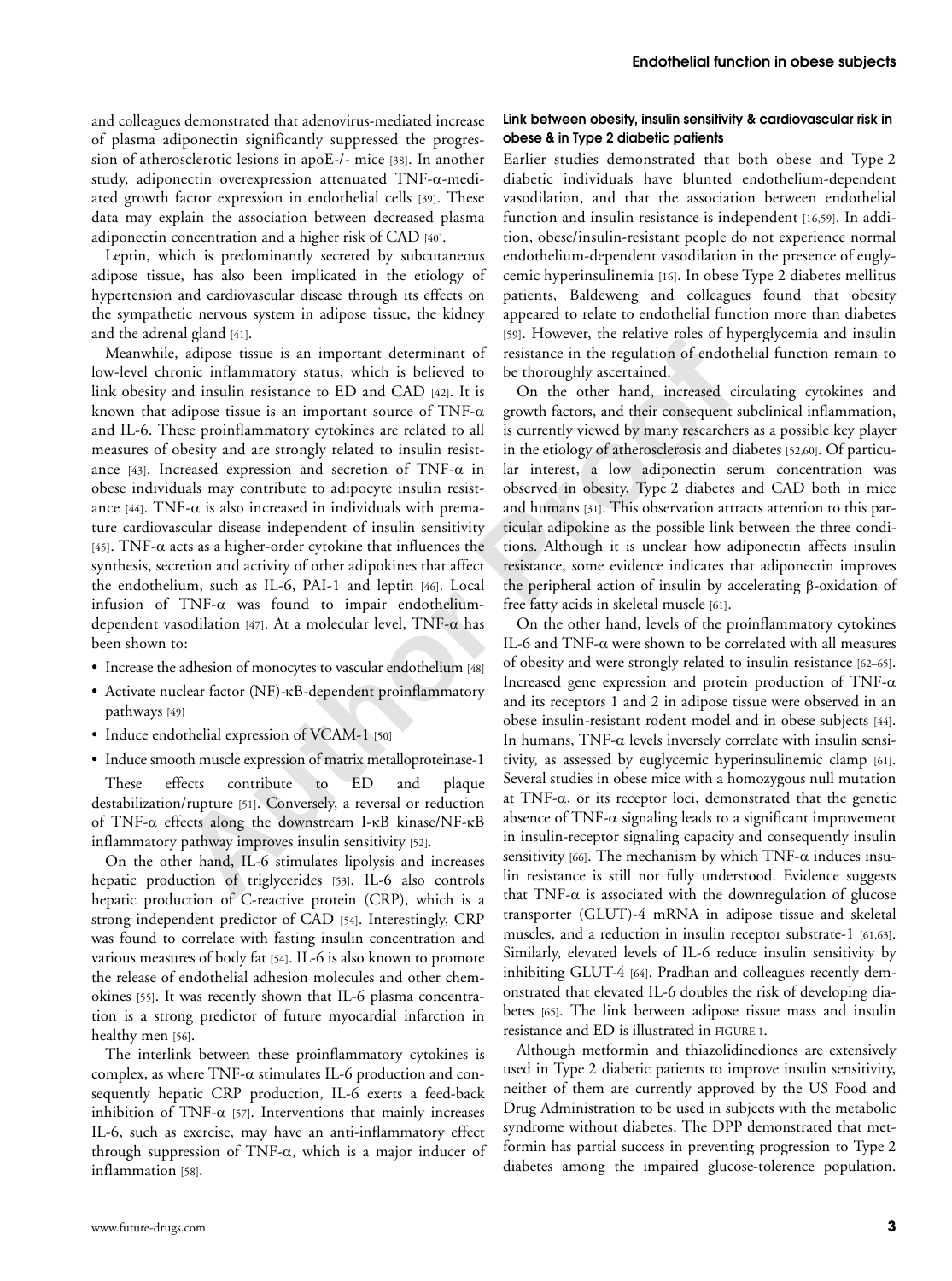and colleagues demonstrated that adenovirus-mediated increase of plasma adiponectin significantly suppressed the progression of atherosclerotic lesions in apoE-/- mice [38]. In another study, adiponectin overexpression attenuated TNF-α-mediated growth factor expression in endothelial cells [39]. These data may explain the association between decreased plasma adiponectin concentration and a higher risk of CAD [40].

Leptin, which is predominantly secreted by subcutaneous adipose tissue, has also been implicated in the etiology of hypertension and cardiovascular disease through its effects on the sympathetic nervous system in adipose tissue, the kidney and the adrenal gland [41].

Meanwhile, adipose tissue is an important determinant of low-level chronic inflammatory status, which is believed to link obesity and insulin resistance to ED and CAD [42]. It is known that adipose tissue is an important source of TNF-α and IL-6. These proinflammatory cytokines are related to all measures of obesity and are strongly related to insulin resistance [43]. Increased expression and secretion of TNF-α in obese individuals may contribute to adipocyte insulin resistance [44]. TNF-α is also increased in individuals with premature cardiovascular disease independent of insulin sensitivity [45]. TNF-α acts as a higher-order cytokine that influences the synthesis, secretion and activity of other adipokines that affect the endothelium, such as IL-6, PAI-1 and leptin [46]. Local infusion of TNF-α was found to impair endothelium-dependent vasodilation [47]. At a molecular level, TNF-α has been shown to:

- Increase the adhesion of monocytes to vascular endothelium [48]
- Activate nuclear factor (NF)-κB-dependent proinflammatory pathways [49]
- Induce endothelial expression of VCAM-1 [50]
- Induce smooth muscle expression of matrix metalloproteinase-1

These effects contribute to ED and plaque destabilization/rupture [51]. Conversely, a reversal or reduction of TNF-α effects along the downstream I-κB kinase/NF-κB inflammatory pathway improves insulin sensitivity [52].

On the other hand, IL-6 stimulates lipolysis and increases hepatic production of triglycerides [53]. IL-6 also controls hepatic production of C-reactive protein (CRP), which is a strong independent predictor of CAD [54]. Interestingly, CRP was found to correlate with fasting insulin concentration and various measures of body fat [54]. IL-6 is also known to promote the release of endothelial adhesion molecules and other chemokines [55]. It was recently shown that IL-6 plasma concentration is a strong predictor of future myocardial infarction in healthy men [56].

The interlink between these proinflammatory cytokines is complex, as where TNF-α stimulates IL-6 production and consequently hepatic CRP production, IL-6 exerts a feed-back inhibition of TNF-α [57]. Interventions that mainly increases IL-6, such as exercise, may have an anti-inflammatory effect through suppression of TNF-α, which is a major inducer of inflammation [58].

### Link between obesity, insulin sensitivity & cardiovascular risk in obese & in Type 2 diabetic patients

Earlier studies demonstrated that both obese and Type 2 diabetic individuals have blunted endothelium-dependent vasodilation, and that the association between endothelial function and insulin resistance is independent [16,59]. In addition, obese/insulin-resistant people do not experience normal endothelium-dependent vasodilation in the presence of euglycemic hyperinsulinemia [16]. In obese Type 2 diabetes mellitus patients, Baldeweng and colleagues found that obesity appeared to relate to endothelial function more than diabetes [59]. However, the relative roles of hyperglycemia and insulin resistance in the regulation of endothelial function remain to be thoroughly ascertained.

On the other hand, increased circulating cytokines and growth factors, and their consequent subclinical inflammation, is currently viewed by many researchers as a possible key player in the etiology of atherosclerosis and diabetes [52,60]. Of particular interest, a low adiponectin serum concentration was observed in obesity, Type 2 diabetes and CAD both in mice and humans [31]. This observation attracts attention to this particular adipokine as the possible link between the three conditions. Although it is unclear how adiponectin affects insulin resistance, some evidence indicates that adiponectin improves the peripheral action of insulin by accelerating β-oxidation of free fatty acids in skeletal muscle [61].

On the other hand, levels of the proinflammatory cytokines IL-6 and TNF-α were shown to be correlated with all measures of obesity and were strongly related to insulin resistance [62–65]. Increased gene expression and protein production of TNF-α and its receptors 1 and 2 in adipose tissue were observed in an obese insulin-resistant rodent model and in obese subjects [44]. In humans, TNF-α levels inversely correlate with insulin sensitivity, as assessed by euglycemic hyperinsulinemic clamp [61]. Several studies in obese mice with a homozygous null mutation at TNF-α, or its receptor loci, demonstrated that the genetic absence of TNF-α signaling leads to a significant improvement in insulin-receptor signaling capacity and consequently insulin sensitivity [66]. The mechanism by which TNF-α induces insulin resistance is still not fully understood. Evidence suggests that TNF-α is associated with the downregulation of glucose transporter (GLUT)-4 mRNA in adipose tissue and skeletal muscles, and a reduction in insulin receptor substrate-1 [61,63]. Similarly, elevated levels of IL-6 reduce insulin sensitivity by inhibiting GLUT-4 [64]. Pradhan and colleagues recently demonstrated that elevated IL-6 doubles the risk of developing diabetes [65]. The link between adipose tissue mass and insulin resistance and ED is illustrated in FIGURE 1.

Although metformin and thiazolidinediones are extensively used in Type 2 diabetic patients to improve insulin sensitivity, neither of them are currently approved by the US Food and Drug Administration to be used in subjects with the metabolic syndrome without diabetes. The DPP demonstrated that metformin has partial success in preventing progression to Type 2 diabetes among the impaired glucose-tolerence population.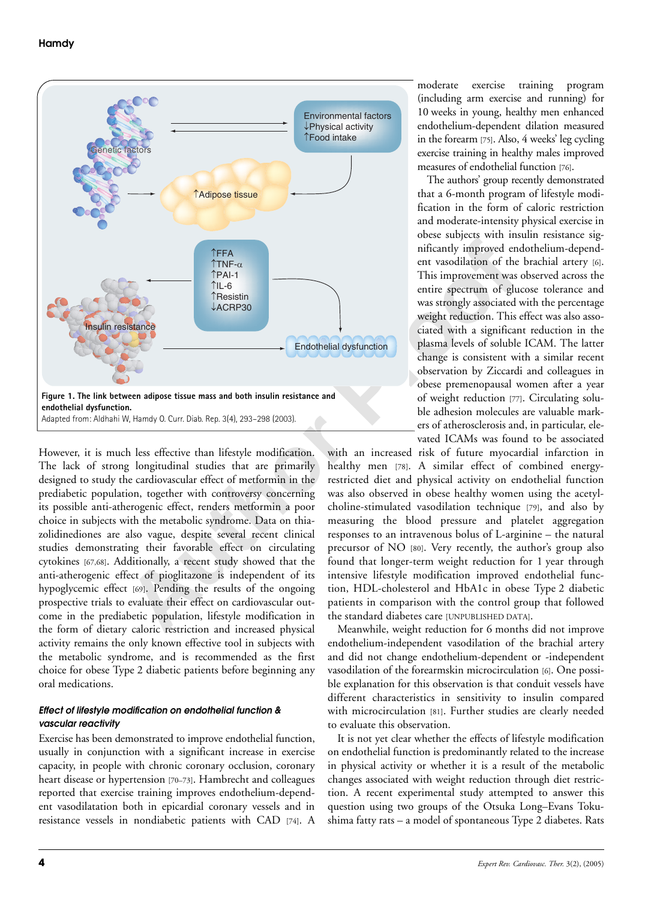Genetic factors

Environmental factors
↓Physical activity
↑Food intake

↑Adipose tissue

↑FFA
↑TNF-α
↑PAI-1
↑IL-6
↑Resistin
↓ACRP30

Insulin resistance

Endothelial dysfunction

**Figure 1. The link between adipose tissue mass and both insulin resistance and endothelial dysfunction.**
Adapted from: Aldhahi W, Hamdy O. Curr. Diab. Rep. 3(4), 293–298 (2003).

However, it is much less effective than lifestyle modification. The lack of strong longitudinal studies that are primarily designed to study the cardiovascular effect of metformin in the prediabetic population, together with controversy concerning its possible anti-atherogenic effect, renders metformin a poor choice in subjects with the metabolic syndrome. Data on thiazolidinediones are also vague, despite several recent clinical studies demonstrating their favorable effect on circulating cytokines [67,68]. Additionally, a recent study showed that the anti-atherogenic effect of pioglitazone is independent of its hypoglycemic effect [69]. Pending the results of the ongoing prospective trials to evaluate their effect on cardiovascular outcome in the prediabetic population, lifestyle modification in the form of dietary caloric restriction and increased physical activity remains the only known effective tool in subjects with the metabolic syndrome, and is recommended as the first choice for obese Type 2 diabetic patients before beginning any oral medications.

### *Effect of lifestyle modification on endothelial function & vascular reactivity*

Exercise has been demonstrated to improve endothelial function, usually in conjunction with a significant increase in exercise capacity, in people with chronic coronary occlusion, coronary heart disease or hypertension [70–73]. Hambrecht and colleagues reported that exercise training improves endothelium-dependent vasodilatation both in epicardial coronary vessels and in resistance vessels in nondiabetic patients with CAD [74]. A moderate exercise training program (including arm exercise and running) for 10 weeks in young, healthy men enhanced endothelium-dependent dilation measured in the forearm [75]. Also, 4 weeks' leg cycling exercise training in healthy males improved measures of endothelial function [76].

The authors' group recently demonstrated that a 6-month program of lifestyle modification in the form of caloric restriction and moderate-intensity physical exercise in obese subjects with insulin resistance significantly improved endothelium-dependent vasodilation of the brachial artery [6]. This improvement was observed across the entire spectrum of glucose tolerance and was strongly associated with the percentage weight reduction. This effect was also associated with a significant reduction in the plasma levels of soluble ICAM. The latter change is consistent with a similar recent observation by Ziccardi and colleagues in obese premenopausal women after a year of weight reduction [77]. Circulating soluble adhesion molecules are valuable markers of atherosclerosis and, in particular, elevated ICAMs was found to be associated with an increased risk of future myocardial infarction in healthy men [78]. A similar effect of combined energy-restricted diet and physical activity on endothelial function was also observed in obese healthy women using the acetylcholine-stimulated vasodilation technique [79], and also by measuring the blood pressure and platelet aggregation responses to an intravenous bolus of L-arginine – the natural precursor of NO [80]. Very recently, the author's group also found that longer-term weight reduction for 1 year through intensive lifestyle modification improved endothelial function, HDL-cholesterol and HbA1c in obese Type 2 diabetic patients in comparison with the control group that followed the standard diabetes care [UNPUBLISHED DATA].

Meanwhile, weight reduction for 6 months did not improve endothelium-independent vasodilation of the brachial artery and did not change endothelium-dependent or -independent vasodilation of the forearmskin microcirculation [6]. One possible explanation for this observation is that conduit vessels have different characteristics in sensitivity to insulin compared with microcirculation [81]. Further studies are clearly needed to evaluate this observation.

It is not yet clear whether the effects of lifestyle modification on endothelial function is predominantly related to the increase in physical activity or whether it is a result of the metabolic changes associated with weight reduction through diet restriction. A recent experimental study attempted to answer this question using two groups of the Otsuka Long–Evans Tokushima fatty rats – a model of spontaneous Type 2 diabetes. Rats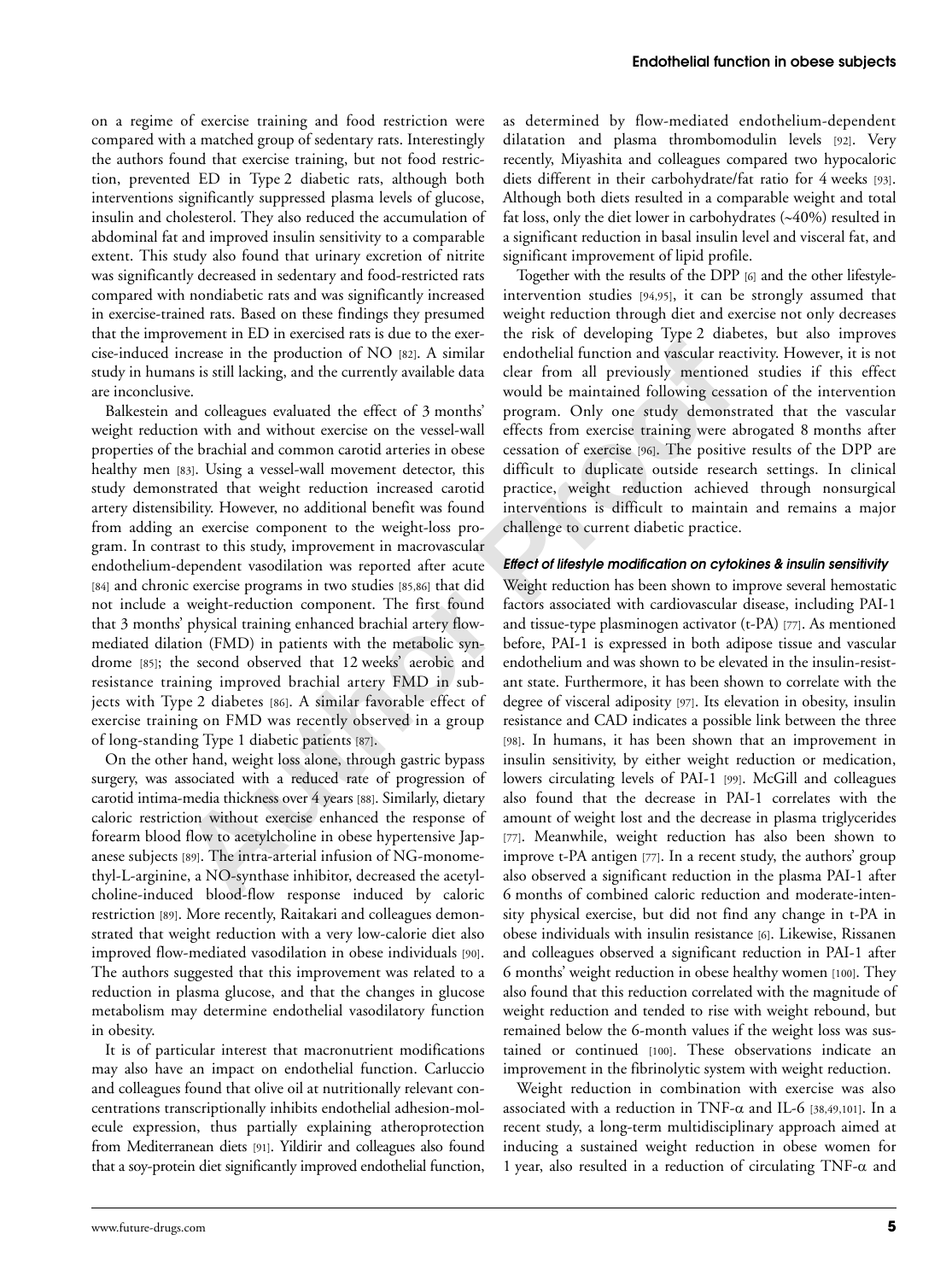on a regime of exercise training and food restriction were compared with a matched group of sedentary rats. Interestingly the authors found that exercise training, but not food restriction, prevented ED in Type 2 diabetic rats, although both interventions significantly suppressed plasma levels of glucose, insulin and cholesterol. They also reduced the accumulation of abdominal fat and improved insulin sensitivity to a comparable extent. This study also found that urinary excretion of nitrite was significantly decreased in sedentary and food-restricted rats compared with nondiabetic rats and was significantly increased in exercise-trained rats. Based on these findings they presumed that the improvement in ED in exercised rats is due to the exercise-induced increase in the production of NO [82]. A similar study in humans is still lacking, and the currently available data are inconclusive.

Balkestein and colleagues evaluated the effect of 3 months' weight reduction with and without exercise on the vessel-wall properties of the brachial and common carotid arteries in obese healthy men [83]. Using a vessel-wall movement detector, this study demonstrated that weight reduction increased carotid artery distensibility. However, no additional benefit was found from adding an exercise component to the weight-loss program. In contrast to this study, improvement in macrovascular endothelium-dependent vasodilation was reported after acute [84] and chronic exercise programs in two studies [85,86] that did not include a weight-reduction component. The first found that 3 months' physical training enhanced brachial artery flow-mediated dilation (FMD) in patients with the metabolic syndrome [85]; the second observed that 12 weeks' aerobic and resistance training improved brachial artery FMD in subjects with Type 2 diabetes [86]. A similar favorable effect of exercise training on FMD was recently observed in a group of long-standing Type 1 diabetic patients [87].

On the other hand, weight loss alone, through gastric bypass surgery, was associated with a reduced rate of progression of carotid intima-media thickness over 4 years [88]. Similarly, dietary caloric restriction without exercise enhanced the response of forearm blood flow to acetylcholine in obese hypertensive Japanese subjects [89]. The intra-arterial infusion of NG-monomethyl-L-arginine, a NO-synthase inhibitor, decreased the acetylcholine-induced blood-flow response induced by caloric restriction [89]. More recently, Raitakari and colleagues demonstrated that weight reduction with a very low-calorie diet also improved flow-mediated vasodilation in obese individuals [90]. The authors suggested that this improvement was related to a reduction in plasma glucose, and that the changes in glucose metabolism may determine endothelial vasodilatory function in obesity.

It is of particular interest that macronutrient modifications may also have an impact on endothelial function. Carluccio and colleagues found that olive oil at nutritionally relevant concentrations transcriptionally inhibits endothelial adhesion-molecule expression, thus partially explaining atheroprotection from Mediterranean diets [91]. Yildirir and colleagues also found that a soy-protein diet significantly improved endothelial function, as determined by flow-mediated endothelium-dependent dilatation and plasma thrombomodulin levels [92]. Very recently, Miyashita and colleagues compared two hypocaloric diets different in their carbohydrate/fat ratio for 4 weeks [93]. Although both diets resulted in a comparable weight and total fat loss, only the diet lower in carbohydrates (~40%) resulted in a significant reduction in basal insulin level and visceral fat, and significant improvement of lipid profile.

Together with the results of the DPP [6] and the other lifestyle-intervention studies [94,95], it can be strongly assumed that weight reduction through diet and exercise not only decreases the risk of developing Type 2 diabetes, but also improves endothelial function and vascular reactivity. However, it is not clear from all previously mentioned studies if this effect would be maintained following cessation of the intervention program. Only one study demonstrated that the vascular effects from exercise training were abrogated 8 months after cessation of exercise [96]. The positive results of the DPP are difficult to duplicate outside research settings. In clinical practice, weight reduction achieved through nonsurgical interventions is difficult to maintain and remains a major challenge to current diabetic practice.

#### *Effect of lifestyle modification on cytokines & insulin sensitivity*

Weight reduction has been shown to improve several hemostatic factors associated with cardiovascular disease, including PAI-1 and tissue-type plasminogen activator (t-PA) [77]. As mentioned before, PAI-1 is expressed in both adipose tissue and vascular endothelium and was shown to be elevated in the insulin-resistant state. Furthermore, it has been shown to correlate with the degree of visceral adiposity [97]. Its elevation in obesity, insulin resistance and CAD indicates a possible link between the three [98]. In humans, it has been shown that an improvement in insulin sensitivity, by either weight reduction or medication, lowers circulating levels of PAI-1 [99]. McGill and colleagues also found that the decrease in PAI-1 correlates with the amount of weight lost and the decrease in plasma triglycerides [77]. Meanwhile, weight reduction has also been shown to improve t-PA antigen [77]. In a recent study, the authors' group also observed a significant reduction in the plasma PAI-1 after 6 months of combined caloric reduction and moderate-intensity physical exercise, but did not find any change in t-PA in obese individuals with insulin resistance [6]. Likewise, Rissanen and colleagues observed a significant reduction in PAI-1 after 6 months' weight reduction in obese healthy women [100]. They also found that this reduction correlated with the magnitude of weight reduction and tended to rise with weight rebound, but remained below the 6-month values if the weight loss was sustained or continued [100]. These observations indicate an improvement in the fibrinolytic system with weight reduction.

Weight reduction in combination with exercise was also associated with a reduction in TNF-$\alpha$ and IL-6 [38,49,101]. In a recent study, a long-term multidisciplinary approach aimed at inducing a sustained weight reduction in obese women for 1 year, also resulted in a reduction of circulating TNF-$\alpha$ and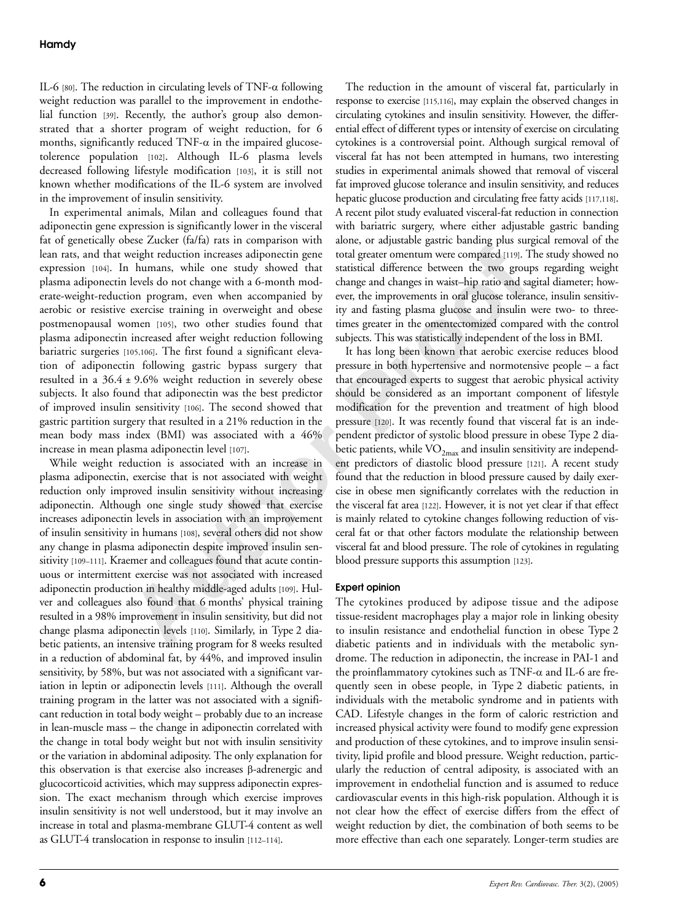IL-6 [80]. The reduction in circulating levels of TNF-α following weight reduction was parallel to the improvement in endothelial function [39]. Recently, the author's group also demonstrated that a shorter program of weight reduction, for 6 months, significantly reduced TNF-α in the impaired glucose-tolerence population [102]. Although IL-6 plasma levels decreased following lifestyle modification [103], it is still not known whether modifications of the IL-6 system are involved in the improvement of insulin sensitivity.

In experimental animals, Milan and colleagues found that adiponectin gene expression is significantly lower in the visceral fat of genetically obese Zucker (fa/fa) rats in comparison with lean rats, and that weight reduction increases adiponectin gene expression [104]. In humans, while one study showed that plasma adiponectin levels do not change with a 6-month moderate-weight-reduction program, even when accompanied by aerobic or resistive exercise training in overweight and obese postmenopausal women [105], two other studies found that plasma adiponectin increased after weight reduction following bariatric surgeries [105,106]. The first found a significant elevation of adiponectin following gastric bypass surgery that resulted in a 36.4 ± 9.6% weight reduction in severely obese subjects. It also found that adiponectin was the best predictor of improved insulin sensitivity [106]. The second showed that gastric partition surgery that resulted in a 21% reduction in the mean body mass index (BMI) was associated with a 46% increase in mean plasma adiponectin level [107].

While weight reduction is associated with an increase in plasma adiponectin, exercise that is not associated with weight reduction only improved insulin sensitivity without increasing adiponectin. Although one single study showed that exercise increases adiponectin levels in association with an improvement of insulin sensitivity in humans [108], several others did not show any change in plasma adiponectin despite improved insulin sensitivity [109–111]. Kraemer and colleagues found that acute continuous or intermittent exercise was not associated with increased adiponectin production in healthy middle-aged adults [109]. Hulver and colleagues also found that 6 months' physical training resulted in a 98% improvement in insulin sensitivity, but did not change plasma adiponectin levels [110]. Similarly, in Type 2 diabetic patients, an intensive training program for 8 weeks resulted in a reduction of abdominal fat, by 44%, and improved insulin sensitivity, by 58%, but was not associated with a significant variation in leptin or adiponectin levels [111]. Although the overall training program in the latter was not associated with a significant reduction in total body weight – probably due to an increase in lean-muscle mass – the change in adiponectin correlated with the change in total body weight but not with insulin sensitivity or the variation in abdominal adiposity. The only explanation for this observation is that exercise also increases β-adrenergic and glucocorticoid activities, which may suppress adiponectin expression. The exact mechanism through which exercise improves insulin sensitivity is not well understood, but it may involve an increase in total and plasma-membrane GLUT-4 content as well as GLUT-4 translocation in response to insulin [112–114].

The reduction in the amount of visceral fat, particularly in response to exercise [115,116], may explain the observed changes in circulating cytokines and insulin sensitivity. However, the differential effect of different types or intensity of exercise on circulating cytokines is a controversial point. Although surgical removal of visceral fat has not been attempted in humans, two interesting studies in experimental animals showed that removal of visceral fat improved glucose tolerance and insulin sensitivity, and reduces hepatic glucose production and circulating free fatty acids [117,118]. A recent pilot study evaluated visceral-fat reduction in connection with bariatric surgery, where either adjustable gastric banding alone, or adjustable gastric banding plus surgical removal of the total greater omentum were compared [119]. The study showed no statistical difference between the two groups regarding weight change and changes in waist–hip ratio and sagital diameter; however, the improvements in oral glucose tolerance, insulin sensitivity and fasting plasma glucose and insulin were two- to three-times greater in the omentectomized compared with the control subjects. This was statistically independent of the loss in BMI.

It has long been known that aerobic exercise reduces blood pressure in both hypertensive and normotensive people – a fact that encouraged experts to suggest that aerobic physical activity should be considered as an important component of lifestyle modification for the prevention and treatment of high blood pressure [120]. It was recently found that visceral fat is an independent predictor of systolic blood pressure in obese Type 2 diabetic patients, while $VO_{2max}$ and insulin sensitivity are independent predictors of diastolic blood pressure [121]. A recent study found that the reduction in blood pressure caused by daily exercise in obese men significantly correlates with the reduction in the visceral fat area [122]. However, it is not yet clear if that effect is mainly related to cytokine changes following reduction of visceral fat or that other factors modulate the relationship between visceral fat and blood pressure. The role of cytokines in regulating blood pressure supports this assumption [123].

## Expert opinion

The cytokines produced by adipose tissue and the adipose tissue-resident macrophages play a major role in linking obesity to insulin resistance and endothelial function in obese Type 2 diabetic patients and in individuals with the metabolic syndrome. The reduction in adiponectin, the increase in PAI-1 and the proinflammatory cytokines such as TNF-α and IL-6 are frequently seen in obese people, in Type 2 diabetic patients, in individuals with the metabolic syndrome and in patients with CAD. Lifestyle changes in the form of caloric restriction and increased physical activity were found to modify gene expression and production of these cytokines, and to improve insulin sensitivity, lipid profile and blood pressure. Weight reduction, particularly the reduction of central adiposity, is associated with an improvement in endothelial function and is assumed to reduce cardiovascular events in this high-risk population. Although it is not clear how the effect of exercise differs from the effect of weight reduction by diet, the combination of both seems to be more effective than each one separately. Longer-term studies are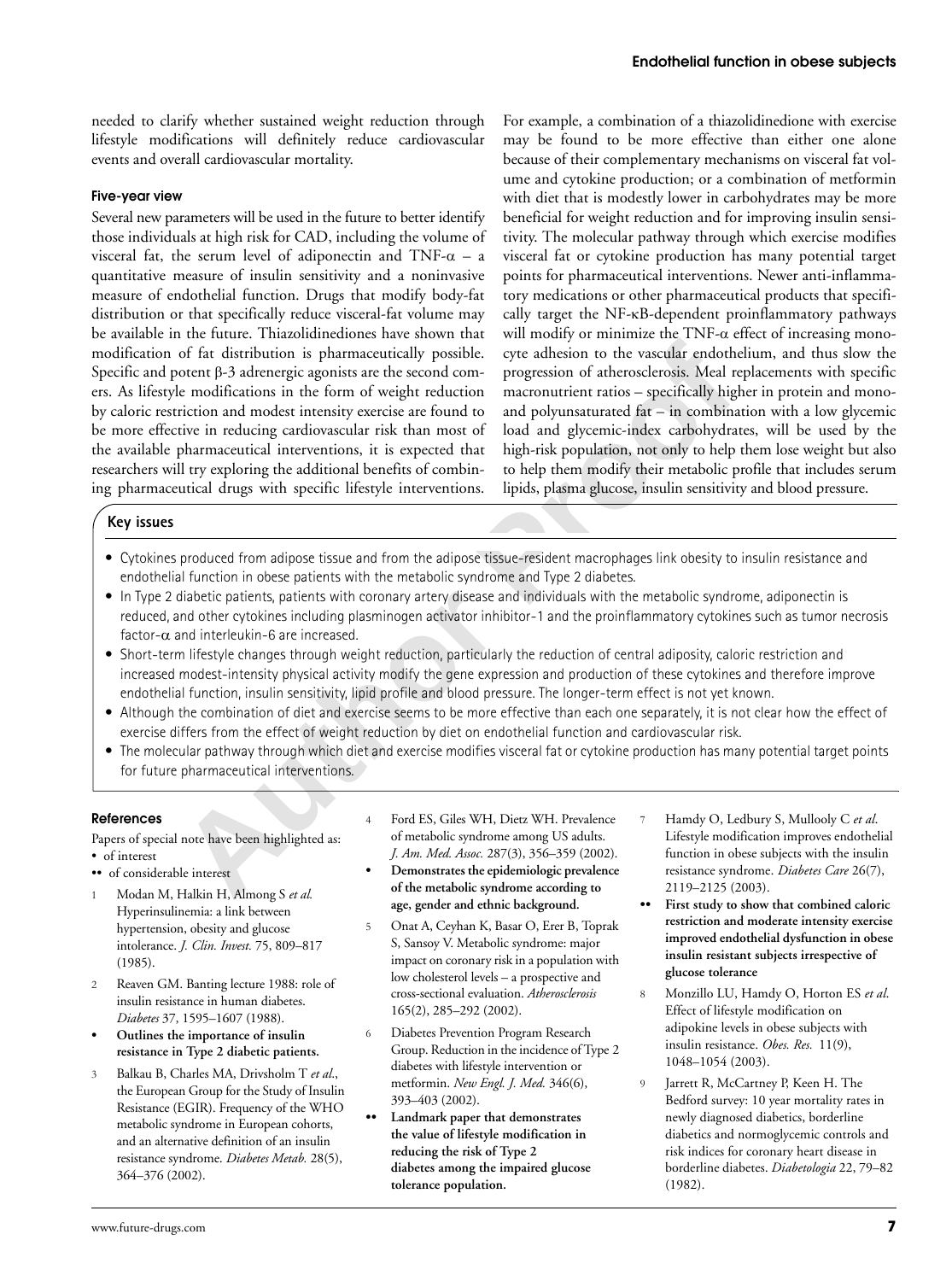needed to clarify whether sustained weight reduction through lifestyle modifications will definitely reduce cardiovascular events and overall cardiovascular mortality.

### Five-year view

Several new parameters will be used in the future to better identify those individuals at high risk for CAD, including the volume of visceral fat, the serum level of adiponectin and TNF-α – a quantitative measure of insulin sensitivity and a noninvasive measure of endothelial function. Drugs that modify body-fat distribution or that specifically reduce visceral-fat volume may be available in the future. Thiazolidinediones have shown that modification of fat distribution is pharmaceutically possible. Specific and potent β-3 adrenergic agonists are the second comers. As lifestyle modifications in the form of weight reduction by caloric restriction and modest intensity exercise are found to be more effective in reducing cardiovascular risk than most of the available pharmaceutical interventions, it is expected that researchers will try exploring the additional benefits of combining pharmaceutical drugs with specific lifestyle interventions. For example, a combination of a thiazolidinedione with exercise may be found to be more effective than either one alone because of their complementary mechanisms on visceral fat volume and cytokine production; or a combination of metformin with diet that is modestly lower in carbohydrates may be more beneficial for weight reduction and for improving insulin sensitivity. The molecular pathway through which exercise modifies visceral fat or cytokine production has many potential target points for pharmaceutical interventions. Newer anti-inflammatory medications or other pharmaceutical products that specifically target the NF-κB-dependent proinflammatory pathways will modify or minimize the TNF-α effect of increasing monocyte adhesion to the vascular endothelium, and thus slow the progression of atherosclerosis. Meal replacements with specific macronutrient ratios – specifically higher in protein and mono- and polyunsaturated fat – in combination with a low glycemic load and glycemic-index carbohydrates, will be used by the high-risk population, not only to help them lose weight but also to help them modify their metabolic profile that includes serum lipids, plasma glucose, insulin sensitivity and blood pressure.

### Key issues

- Cytokines produced from adipose tissue and from the adipose tissue-resident macrophages link obesity to insulin resistance and endothelial function in obese patients with the metabolic syndrome and Type 2 diabetes.
- In Type 2 diabetic patients, patients with coronary artery disease and individuals with the metabolic syndrome, adiponectin is reduced, and other cytokines including plasminogen activator inhibitor-1 and the proinflammatory cytokines such as tumor necrosis factor-α and interleukin-6 are increased.
- Short-term lifestyle changes through weight reduction, particularly the reduction of central adiposity, caloric restriction and increased modest-intensity physical activity modify the gene expression and production of these cytokines and therefore improve endothelial function, insulin sensitivity, lipid profile and blood pressure. The longer-term effect is not yet known.
- Although the combination of diet and exercise seems to be more effective than each one separately, it is not clear how the effect of exercise differs from the effect of weight reduction by diet on endothelial function and cardiovascular risk.
- The molecular pathway through which diet and exercise modifies visceral fat or cytokine production has many potential target points for future pharmaceutical interventions.

### References

Papers of special note have been highlighted as:
- • of interest
- •• of considerable interest

1. Modan M, Halkin H, Almong S *et al.* Hyperinsulinemia: a link between hypertension, obesity and glucose intolerance. *J. Clin. Invest.* 75, 809–817 (1985).
2. Reaven GM. Banting lecture 1988: role of insulin resistance in human diabetes. *Diabetes* 37, 1595–1607 (1988).
   - • **Outlines the importance of insulin resistance in Type 2 diabetic patients.**
3. Balkau B, Charles MA, Drivsholm T *et al.*, the European Group for the Study of Insulin Resistance (EGIR). Frequency of the WHO metabolic syndrome in European cohorts, and an alternative definition of an insulin resistance syndrome. *Diabetes Metab.* 28(5), 364–376 (2002).
4. Ford ES, Giles WH, Dietz WH. Prevalence of metabolic syndrome among US adults. *J. Am. Med. Assoc.* 287(3), 356–359 (2002).
   - • **Demonstrates the epidemiologic prevalence of the metabolic syndrome according to age, gender and ethnic background.**
5. Onat A, Ceyhan K, Basar O, Erer B, Toprak S, Sansoy V. Metabolic syndrome: major impact on coronary risk in a population with low cholesterol levels – a prospective and cross-sectional evaluation. *Atherosclerosis* 165(2), 285–292 (2002).
6. Diabetes Prevention Program Research Group. Reduction in the incidence of Type 2 diabetes with lifestyle intervention or metformin. *New Engl. J. Med.* 346(6), 393–403 (2002).
   - •• **Landmark paper that demonstrates the value of lifestyle modification in reducing the risk of Type 2 diabetes among the impaired glucose tolerance population.**
7. Hamdy O, Ledbury S, Mullooly C *et al.* Lifestyle modification improves endothelial function in obese subjects with the insulin resistance syndrome. *Diabetes Care* 26(7), 2119–2125 (2003).
   - •• **First study to show that combined caloric restriction and moderate intensity exercise improved endothelial dysfunction in obese insulin resistant subjects irrespective of glucose tolerance**
8. Monzillo LU, Hamdy O, Horton ES *et al.* Effect of lifestyle modification on adipokine levels in obese subjects with insulin resistance. *Obes. Res.* 11(9), 1048–1054 (2003).
9. Jarrett R, McCartney P, Keen H. The Bedford survey: 10 year mortality rates in newly diagnosed diabetics, borderline diabetics and normoglycemic controls and risk indices for coronary heart disease in borderline diabetes. *Diabetologia* 22, 79–82 (1982).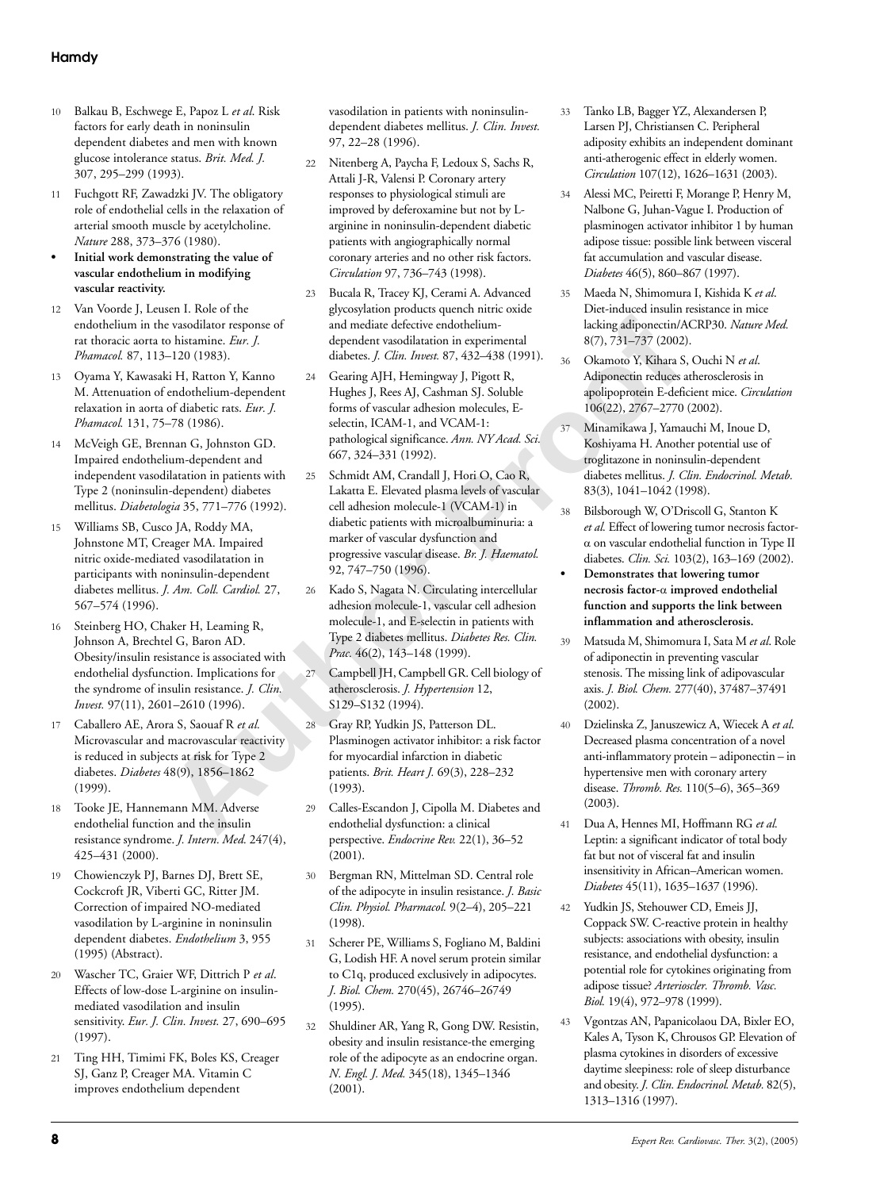10 Balkau B, Eschwege E, Papoz L *et al*. Risk factors for early death in noninsulin dependent diabetes and men with known glucose intolerance status. *Brit. Med. J.* 307, 295–299 (1993).

11 Fuchgott RF, Zawadzki JV. The obligatory role of endothelial cells in the relaxation of arterial smooth muscle by acetylcholine. *Nature* 288, 373–376 (1980).

- **Initial work demonstrating the value of vascular endothelium in modifying vascular reactivity.**

12 Van Voorde J, Leusen I. Role of the endothelium in the vasodilator response of rat thoracic aorta to histamine. *Eur. J. Phamacol.* 87, 113–120 (1983).

13 Oyama Y, Kawasaki H, Ratton Y, Kanno M. Attenuation of endothelium-dependent relaxation in aorta of diabetic rats. *Eur. J. Phamacol.* 131, 75–78 (1986).

14 McVeigh GE, Brennan G, Johnston GD. Impaired endothelium-dependent and independent vasodilatation in patients with Type 2 (noninsulin-dependent) diabetes mellitus. *Diabetologia* 35, 771–776 (1992).

15 Williams SB, Cusco JA, Roddy MA, Johnstone MT, Creager MA. Impaired nitric oxide-mediated vasodilatation in participants with noninsulin-dependent diabetes mellitus. *J. Am. Coll. Cardiol.* 27, 567–574 (1996).

16 Steinberg HO, Chaker H, Leaming R, Johnson A, Brechtel G, Baron AD. Obesity/insulin resistance is associated with endothelial dysfunction. Implications for the syndrome of insulin resistance. *J. Clin. Invest.* 97(11), 2601–2610 (1996).

17 Caballero AE, Arora S, Saouaf R *et al*. Microvascular and macrovascular reactivity is reduced in subjects at risk for Type 2 diabetes. *Diabetes* 48(9), 1856–1862 (1999).

18 Tooke JE, Hannemann MM. Adverse endothelial function and the insulin resistance syndrome. *J. Intern. Med.* 247(4), 425–431 (2000).

19 Chowienczyk PJ, Barnes DJ, Brett SE, Cockcroft JR, Viberti GC, Ritter JM. Correction of impaired NO-mediated vasodilation by L-arginine in noninsulin dependent diabetes. *Endothelium* 3, 955 (1995) (Abstract).

20 Wascher TC, Graier WF, Dittrich P *et al*. Effects of low-dose L-arginine on insulin-mediated vasodilation and insulin sensitivity. *Eur. J. Clin. Invest.* 27, 690–695 (1997).

21 Ting HH, Timimi FK, Boles KS, Creager SJ, Ganz P, Creager MA. Vitamin C improves endothelium dependent vasodilation in patients with noninsulin-dependent diabetes mellitus. *J. Clin. Invest.* 97, 22–28 (1996).

22 Nitenberg A, Paycha F, Ledoux S, Sachs R, Attali J-R, Valensi P. Coronary artery responses to physiological stimuli are improved by deferoxamine but not by L-arginine in noninsulin-dependent diabetic patients with angiographically normal coronary arteries and no other risk factors. *Circulation* 97, 736–743 (1998).

23 Bucala R, Tracey KJ, Cerami A. Advanced glycosylation products quench nitric oxide and mediate defective endothelium-dependent vasodilatation in experimental diabetes. *J. Clin. Invest.* 87, 432–438 (1991).

24 Gearing AJH, Hemingway J, Pigott R, Hughes J, Rees AJ, Cashman SJ. Soluble forms of vascular adhesion molecules, E-selectin, ICAM-1, and VCAM-1: pathological significance. *Ann. NY Acad. Sci.* 667, 324–331 (1992).

25 Schmidt AM, Crandall J, Hori O, Cao R, Lakatta E. Elevated plasma levels of vascular cell adhesion molecule-1 (VCAM-1) in diabetic patients with microalbuminuria: a marker of vascular dysfunction and progressive vascular disease. *Br. J. Haematol.* 92, 747–750 (1996).

26 Kado S, Nagata N. Circulating intercellular adhesion molecule-1, vascular cell adhesion molecule-1, and E-selectin in patients with Type 2 diabetes mellitus. *Diabetes Res. Clin. Prac.* 46(2), 143–148 (1999).

27 Campbell JH, Campbell GR. Cell biology of atherosclerosis. *J. Hypertension* 12, S129–S132 (1994).

28 Gray RP, Yudkin JS, Patterson DL. Plasminogen activator inhibitor: a risk factor for myocardial infarction in diabetic patients. *Brit. Heart J.* 69(3), 228–232 (1993).

29 Calles-Escandon J, Cipolla M. Diabetes and endothelial dysfunction: a clinical perspective. *Endocrine Rev.* 22(1), 36–52 (2001).

30 Bergman RN, Mittelman SD. Central role of the adipocyte in insulin resistance. *J. Basic Clin. Physiol. Pharmacol.* 9(2–4), 205–221 (1998).

31 Scherer PE, Williams S, Fogliano M, Baldini G, Lodish HF. A novel serum protein similar to C1q, produced exclusively in adipocytes. *J. Biol. Chem.* 270(45), 26746–26749 (1995).

32 Shuldiner AR, Yang R, Gong DW. Resistin, obesity and insulin resistance-the emerging role of the adipocyte as an endocrine organ. *N. Engl. J. Med.* 345(18), 1345–1346 (2001).

33 Tanko LB, Bagger YZ, Alexandersen P, Larsen PJ, Christiansen C. Peripheral adiposity exhibits an independent dominant anti-atherogenic effect in elderly women. *Circulation* 107(12), 1626–1631 (2003).

34 Alessi MC, Peiretti F, Morange P, Henry M, Nalbone G, Juhan-Vague I. Production of plasminogen activator inhibitor 1 by human adipose tissue: possible link between visceral fat accumulation and vascular disease. *Diabetes* 46(5), 860–867 (1997).

35 Maeda N, Shimomura I, Kishida K *et al*. Diet-induced insulin resistance in mice lacking adiponectin/ACRP30. *Nature Med.* 8(7), 731–737 (2002).

36 Okamoto Y, Kihara S, Ouchi N *et al*. Adiponectin reduces atherosclerosis in apolipoprotein E-deficient mice. *Circulation* 106(22), 2767–2770 (2002).

37 Minamikawa J, Yamauchi M, Inoue D, Koshiyama H. Another potential use of troglitazone in noninsulin-dependent diabetes mellitus. *J. Clin. Endocrinol. Metab.* 83(3), 1041–1042 (1998).

38 Bilsborough W, O'Driscoll G, Stanton K *et al.* Effect of lowering tumor necrosis factor-$\alpha$ on vascular endothelial function in Type II diabetes. *Clin. Sci.* 103(2), 163–169 (2002).

- **Demonstrates that lowering tumor necrosis factor-$\alpha$ improved endothelial function and supports the link between inflammation and atherosclerosis.**

39 Matsuda M, Shimomura I, Sata M *et al*. Role of adiponectin in preventing vascular stenosis. The missing link of adipovascular axis. *J. Biol. Chem.* 277(40), 37487–37491 (2002).

40 Dzielinska Z, Januszewicz A, Wiecek A *et al*. Decreased plasma concentration of a novel anti-inflammatory protein – adiponectin – in hypertensive men with coronary artery disease. *Thromb. Res.* 110(5–6), 365–369 (2003).

41 Dua A, Hennes MI, Hoffmann RG *et al*. Leptin: a significant indicator of total body fat but not of visceral fat and insulin insensitivity in African–American women. *Diabetes* 45(11), 1635–1637 (1996).

42 Yudkin JS, Stehouwer CD, Emeis JJ, Coppack SW. C-reactive protein in healthy subjects: associations with obesity, insulin resistance, and endothelial dysfunction: a potential role for cytokines originating from adipose tissue? *Arterioscler. Thromb. Vasc. Biol.* 19(4), 972–978 (1999).

43 Vgontzas AN, Papanicolaou DA, Bixler EO, Kales A, Tyson K, Chrousos GP. Elevation of plasma cytokines in disorders of excessive daytime sleepiness: role of sleep disturbance and obesity. *J. Clin. Endocrinol. Metab.* 82(5), 1313–1316 (1997).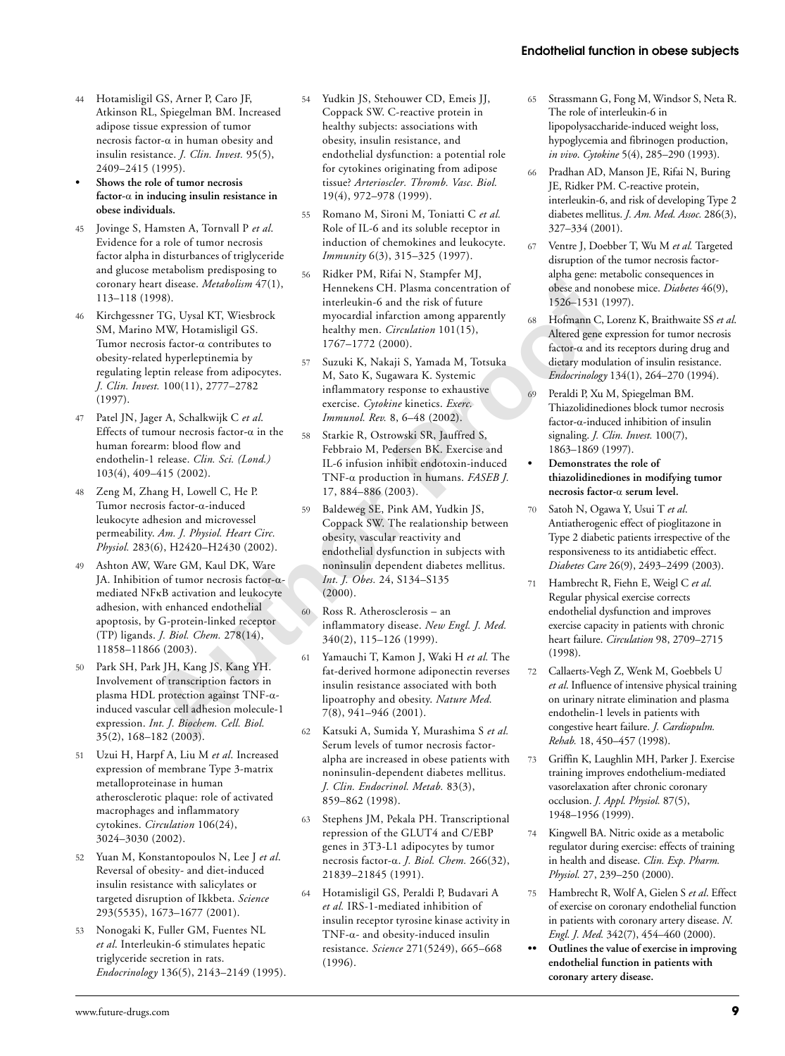44. Hotamisligil GS, Arner P, Caro JF, Atkinson RL, Spiegelman BM. Increased adipose tissue expression of tumor necrosis factor-α in human obesity and insulin resistance. *J. Clin. Invest.* 95(5), 2409–2415 (1995).
    - **Shows the role of tumor necrosis factor-α in inducing insulin resistance in obese individuals.**
45. Jovinge S, Hamsten A, Tornvall P *et al*. Evidence for a role of tumor necrosis factor alpha in disturbances of triglyceride and glucose metabolism predisposing to coronary heart disease. *Metabolism* 47(1), 113–118 (1998).
46. Kirchgessner TG, Uysal KT, Wiesbrock SM, Marino MW, Hotamisligil GS. Tumor necrosis factor-α contributes to obesity-related hyperleptinemia by regulating leptin release from adipocytes. *J. Clin. Invest.* 100(11), 2777–2782 (1997).
47. Patel JN, Jager A, Schalkwijk C *et al*. Effects of tumour necrosis factor-α in the human forearm: blood flow and endothelin-1 release. *Clin. Sci. (Lond.)* 103(4), 409–415 (2002).
48. Zeng M, Zhang H, Lowell C, He P. Tumor necrosis factor-α-induced leukocyte adhesion and microvessel permeability. *Am. J. Physiol. Heart Circ. Physiol.* 283(6), H2420–H2430 (2002).
49. Ashton AW, Ware GM, Kaul DK, Ware JA. Inhibition of tumor necrosis factor-α-mediated NFκB activation and leukocyte adhesion, with enhanced endothelial apoptosis, by G-protein-linked receptor (TP) ligands. *J. Biol. Chem.* 278(14), 11858–11866 (2003).
50. Park SH, Park JH, Kang JS, Kang YH. Involvement of transcription factors in plasma HDL protection against TNF-α-induced vascular cell adhesion molecule-1 expression. *Int. J. Biochem. Cell. Biol.* 35(2), 168–182 (2003).
51. Uzui H, Harpf A, Liu M *et al*. Increased expression of membrane Type 3-matrix metalloproteinase in human atherosclerotic plaque: role of activated macrophages and inflammatory cytokines. *Circulation* 106(24), 3024–3030 (2002).
52. Yuan M, Konstantopoulos N, Lee J *et al*. Reversal of obesity- and diet-induced insulin resistance with salicylates or targeted disruption of Ikkbeta. *Science* 293(5535), 1673–1677 (2001).
53. Nonogaki K, Fuller GM, Fuentes NL *et al*. Interleukin-6 stimulates hepatic triglyceride secretion in rats. *Endocrinology* 136(5), 2143–2149 (1995).
54. Yudkin JS, Stehouwer CD, Emeis JJ, Coppack SW. C-reactive protein in healthy subjects: associations with obesity, insulin resistance, and endothelial dysfunction: a potential role for cytokines originating from adipose tissue? *Arterioscler. Thromb. Vasc. Biol.* 19(4), 972–978 (1999).
55. Romano M, Sironi M, Toniatti C *et al*. Role of IL-6 and its soluble receptor in induction of chemokines and leukocyte. *Immunity* 6(3), 315–325 (1997).
56. Ridker PM, Rifai N, Stampfer MJ, Hennekens CH. Plasma concentration of interleukin-6 and the risk of future myocardial infarction among apparently healthy men. *Circulation* 101(15), 1767–1772 (2000).
57. Suzuki K, Nakaji S, Yamada M, Totsuka M, Sato K, Sugawara K. Systemic inflammatory response to exhaustive exercise. *Cytokine* kinetics. *Exerc. Immunol. Rev.* 8, 6–48 (2002).
58. Starkie R, Ostrowski SR, Jauffred S, Febbraio M, Pedersen BK. Exercise and IL-6 infusion inhibit endotoxin-induced TNF-α production in humans. *FASEB J.* 17, 884–886 (2003).
59. Baldeweg SE, Pink AM, Yudkin JS, Coppack SW. The realationship between obesity, vascular reactivity and endothelial dysfunction in subjects with noninsulin dependent diabetes mellitus. *Int. J. Obes.* 24, S134–S135 (2000).
60. Ross R. Atherosclerosis – an inflammatory disease. *New Engl. J. Med.* 340(2), 115–126 (1999).
61. Yamauchi T, Kamon J, Waki H *et al.* The fat-derived hormone adiponectin reverses insulin resistance associated with both lipoatrophy and obesity. *Nature Med.* 7(8), 941–946 (2001).
62. Katsuki A, Sumida Y, Murashima S *et al.* Serum levels of tumor necrosis factor-alpha are increased in obese patients with noninsulin-dependent diabetes mellitus. *J. Clin. Endocrinol. Metab.* 83(3), 859–862 (1998).
63. Stephens JM, Pekala PH. Transcriptional repression of the GLUT4 and C/EBP genes in 3T3-L1 adipocytes by tumor necrosis factor-α. *J. Biol. Chem.* 266(32), 21839–21845 (1991).
64. Hotamisligil GS, Peraldi P, Budavari A *et al.* IRS-1-mediated inhibition of insulin receptor tyrosine kinase activity in TNF-α- and obesity-induced insulin resistance. *Science* 271(5249), 665–668 (1996).
65. Strassmann G, Fong M, Windsor S, Neta R. The role of interleukin-6 in lipopolysaccharide-induced weight loss, hypoglycemia and fibrinogen production, *in vivo*. *Cytokine* 5(4), 285–290 (1993).
66. Pradhan AD, Manson JE, Rifai N, Buring JE, Ridker PM. C-reactive protein, interleukin-6, and risk of developing Type 2 diabetes mellitus. *J. Am. Med. Assoc.* 286(3), 327–334 (2001).
67. Ventre J, Doebber T, Wu M *et al.* Targeted disruption of the tumor necrosis factor-alpha gene: metabolic consequences in obese and nonobese mice. *Diabetes* 46(9), 1526–1531 (1997).
68. Hofmann C, Lorenz K, Braithwaite SS *et al.* Altered gene expression for tumor necrosis factor-α and its receptors during drug and dietary modulation of insulin resistance. *Endocrinology* 134(1), 264–270 (1994).
69. Peraldi P, Xu M, Spiegelman BM. Thiazolidinediones block tumor necrosis factor-α-induced inhibition of insulin signaling. *J. Clin. Invest.* 100(7), 1863–1869 (1997).
    - **Demonstrates the role of thiazolidinediones in modifying tumor necrosis factor-α serum level.**
70. Satoh N, Ogawa Y, Usui T *et al*. Antiatherogenic effect of pioglitazone in Type 2 diabetic patients irrespective of the responsiveness to its antidiabetic effect. *Diabetes Care* 26(9), 2493–2499 (2003).
71. Hambrecht R, Fiehn E, Weigl C *et al.* Regular physical exercise corrects endothelial dysfunction and improves exercise capacity in patients with chronic heart failure. *Circulation* 98, 2709–2715 (1998).
72. Callaerts-Vegh Z, Wenk M, Goebbels U *et al.* Influence of intensive physical training on urinary nitrate elimination and plasma endothelin-1 levels in patients with congestive heart failure. *J. Cardiopulm. Rehab.* 18, 450–457 (1998).
73. Griffin K, Laughlin MH, Parker J. Exercise training improves endothelium-mediated vasorelaxation after chronic coronary occlusion. *J. Appl. Physiol.* 87(5), 1948–1956 (1999).
74. Kingwell BA. Nitric oxide as a metabolic regulator during exercise: effects of training in health and disease. *Clin. Exp. Pharm. Physiol.* 27, 239–250 (2000).
75. Hambrecht R, Wolf A, Gielen S *et al*. Effect of exercise on coronary endothelial function in patients with coronary artery disease. *N. Engl. J. Med.* 342(7), 454–460 (2000).
    - •• **Outlines the value of exercise in improving endothelial function in patients with coronary artery disease.**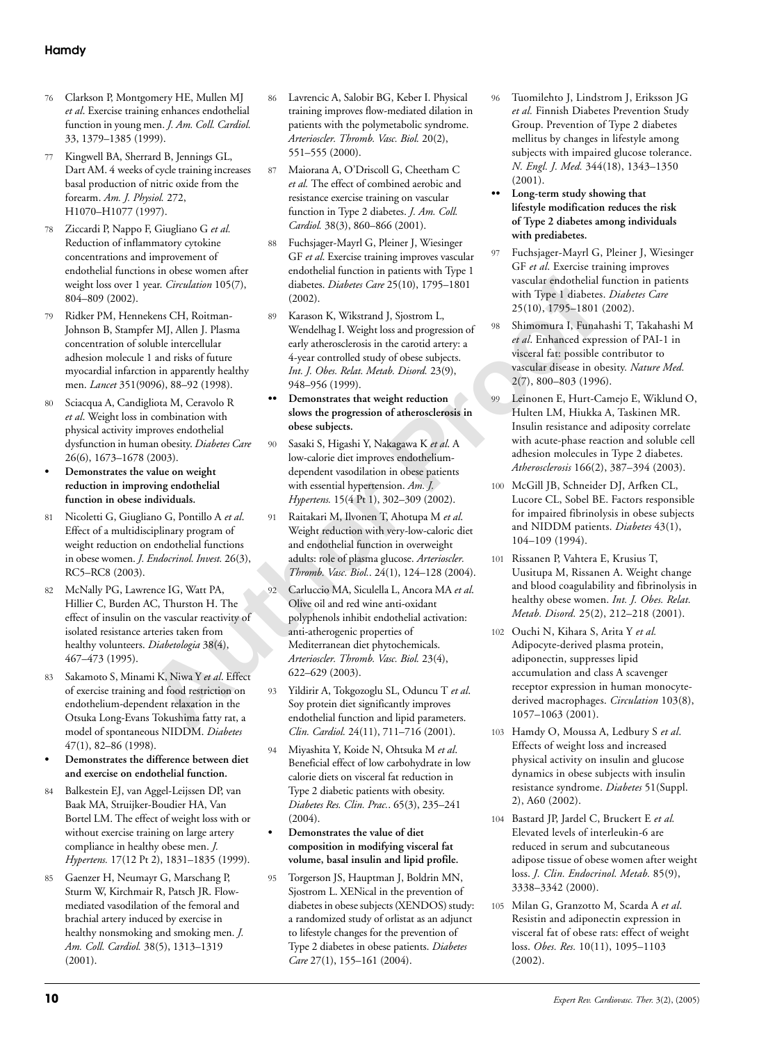76 Clarkson P, Montgomery HE, Mullen MJ *et al*. Exercise training enhances endothelial function in young men. *J. Am. Coll. Cardiol.* 33, 1379–1385 (1999).

77 Kingwell BA, Sherrard B, Jennings GL, Dart AM. 4 weeks of cycle training increases basal production of nitric oxide from the forearm. *Am. J. Physiol.* 272, H1070–H1077 (1997).

78 Ziccardi P, Nappo F, Giugliano G *et al.* Reduction of inflammatory cytokine concentrations and improvement of endothelial functions in obese women after weight loss over 1 year. *Circulation* 105(7), 804–809 (2002).

79 Ridker PM, Hennekens CH, Roitman-Johnson B, Stampfer MJ, Allen J. Plasma concentration of soluble intercellular adhesion molecule 1 and risks of future myocardial infarction in apparently healthy men. *Lancet* 351(9096), 88–92 (1998).

80 Sciacqua A, Candigliota M, Ceravolo R *et al*. Weight loss in combination with physical activity improves endothelial dysfunction in human obesity. *Diabetes Care* 26(6), 1673–1678 (2003).

- **Demonstrates the value on weight reduction in improving endothelial function in obese individuals.**

81 Nicoletti G, Giugliano G, Pontillo A *et al*. Effect of a multidisciplinary program of weight reduction on endothelial functions in obese women. *J. Endocrinol. Invest.* 26(3), RC5–RC8 (2003).

82 McNally PG, Lawrence IG, Watt PA, Hillier C, Burden AC, Thurston H. The effect of insulin on the vascular reactivity of isolated resistance arteries taken from healthy volunteers. *Diabetologia* 38(4), 467–473 (1995).

83 Sakamoto S, Minami K, Niwa Y *et al*. Effect of exercise training and food restriction on endothelium-dependent relaxation in the Otsuka Long-Evans Tokushima fatty rat, a model of spontaneous NIDDM. *Diabetes* 47(1), 82–86 (1998).

- **Demonstrates the difference between diet and exercise on endothelial function.**

84 Balkestein EJ, van Aggel-Leijssen DP, van Baak MA, Struijker-Boudier HA, Van Bortel LM. The effect of weight loss with or without exercise training on large artery compliance in healthy obese men. *J. Hypertens.* 17(12 Pt 2), 1831–1835 (1999).

85 Gaenzer H, Neumayr G, Marschang P, Sturm W, Kirchmair R, Patsch JR. Flow-mediated vasodilation of the femoral and brachial artery induced by exercise in healthy nonsmoking and smoking men. *J. Am. Coll. Cardiol.* 38(5), 1313–1319 (2001).

86 Lavrencic A, Salobir BG, Keber I. Physical training improves flow-mediated dilation in patients with the polymetabolic syndrome. *Arterioscler. Thromb. Vasc. Biol.* 20(2), 551–555 (2000).

87 Maiorana A, O'Driscoll G, Cheetham C *et al.* The effect of combined aerobic and resistance exercise training on vascular function in Type 2 diabetes. *J. Am. Coll. Cardiol.* 38(3), 860–866 (2001).

88 Fuchsjager-Mayrl G, Pleiner J, Wiesinger GF *et al*. Exercise training improves vascular endothelial function in patients with Type 1 diabetes. *Diabetes Care* 25(10), 1795–1801 (2002).

89 Karason K, Wikstrand J, Sjostrom L, Wendelhag I. Weight loss and progression of early atherosclerosis in the carotid artery: a 4-year controlled study of obese subjects. *Int. J. Obes. Relat. Metab. Disord.* 23(9), 948–956 (1999).

- •• **Demonstrates that weight reduction slows the progression of atherosclerosis in obese subjects.**

90 Sasaki S, Higashi Y, Nakagawa K *et al*. A low-calorie diet improves endothelium-dependent vasodilation in obese patients with essential hypertension. *Am. J. Hypertens.* 15(4 Pt 1), 302–309 (2002).

91 Raitakari M, Ilvonen T, Ahotupa M *et al.* Weight reduction with very-low-caloric diet and endothelial function in overweight adults: role of plasma glucose. *Arterioscler. Thromb. Vasc. Biol.*. 24(1), 124–128 (2004).

92 Carluccio MA, Siculella L, Ancora MA *et al*. Olive oil and red wine anti-oxidant polyphenols inhibit endothelial activation: anti-atherogenic properties of Mediterranean diet phytochemicals. *Arterioscler. Thromb. Vasc. Biol.* 23(4), 622–629 (2003).

93 Yildirir A, Tokgozoglu SL, Oduncu T *et al*. Soy protein diet significantly improves endothelial function and lipid parameters. *Clin. Cardiol.* 24(11), 711–716 (2001).

94 Miyashita Y, Koide N, Ohtsuka M *et al*. Beneficial effect of low carbohydrate in low calorie diets on visceral fat reduction in Type 2 diabetic patients with obesity. *Diabetes Res. Clin. Prac.*. 65(3), 235–241 (2004).

- **Demonstrates the value of diet composition in modifying visceral fat volume, basal insulin and lipid profile.**

95 Torgerson JS, Hauptman J, Boldrin MN, Sjostrom L. XENical in the prevention of diabetes in obese subjects (XENDOS) study: a randomized study of orlistat as an adjunct to lifestyle changes for the prevention of Type 2 diabetes in obese patients. *Diabetes Care* 27(1), 155–161 (2004).

96 Tuomilehto J, Lindstrom J, Eriksson JG *et al.* Finnish Diabetes Prevention Study Group. Prevention of Type 2 diabetes mellitus by changes in lifestyle among subjects with impaired glucose tolerance. *N. Engl. J. Med.* 344(18), 1343–1350 (2001).

- •• **Long-term study showing that lifestyle modification reduces the risk of Type 2 diabetes among individuals with prediabetes.**

97 Fuchsjager-Mayrl G, Pleiner J, Wiesinger GF *et al*. Exercise training improves vascular endothelial function in patients with Type 1 diabetes. *Diabetes Care* 25(10), 1795–1801 (2002).

98 Shimomura I, Funahashi T, Takahashi M *et al*. Enhanced expression of PAI-1 in visceral fat: possible contributor to vascular disease in obesity. *Nature Med.* 2(7), 800–803 (1996).

99 Leinonen E, Hurt-Camejo E, Wiklund O, Hulten LM, Hiukka A, Taskinen MR. Insulin resistance and adiposity correlate with acute-phase reaction and soluble cell adhesion molecules in Type 2 diabetes. *Atherosclerosis* 166(2), 387–394 (2003).

100 McGill JB, Schneider DJ, Arfken CL, Lucore CL, Sobel BE. Factors responsible for impaired fibrinolysis in obese subjects and NIDDM patients. *Diabetes* 43(1), 104–109 (1994).

101 Rissanen P, Vahtera E, Krusius T, Uusitupa M, Rissanen A. Weight change and blood coagulability and fibrinolysis in healthy obese women. *Int. J. Obes. Relat. Metab. Disord.* 25(2), 212–218 (2001).

102 Ouchi N, Kihara S, Arita Y *et al.* Adipocyte-derived plasma protein, adiponectin, suppresses lipid accumulation and class A scavenger receptor expression in human monocyte-derived macrophages. *Circulation* 103(8), 1057–1063 (2001).

103 Hamdy O, Moussa A, Ledbury S *et al*. Effects of weight loss and increased physical activity on insulin and glucose dynamics in obese subjects with insulin resistance syndrome. *Diabetes* 51(Suppl. 2), A60 (2002).

104 Bastard JP, Jardel C, Bruckert E *et al.* Elevated levels of interleukin-6 are reduced in serum and subcutaneous adipose tissue of obese women after weight loss. *J. Clin. Endocrinol. Metab.* 85(9), 3338–3342 (2000).

105 Milan G, Granzotto M, Scarda A *et al*. Resistin and adiponectin expression in visceral fat of obese rats: effect of weight loss. *Obes. Res.* 10(11), 1095–1103 (2002).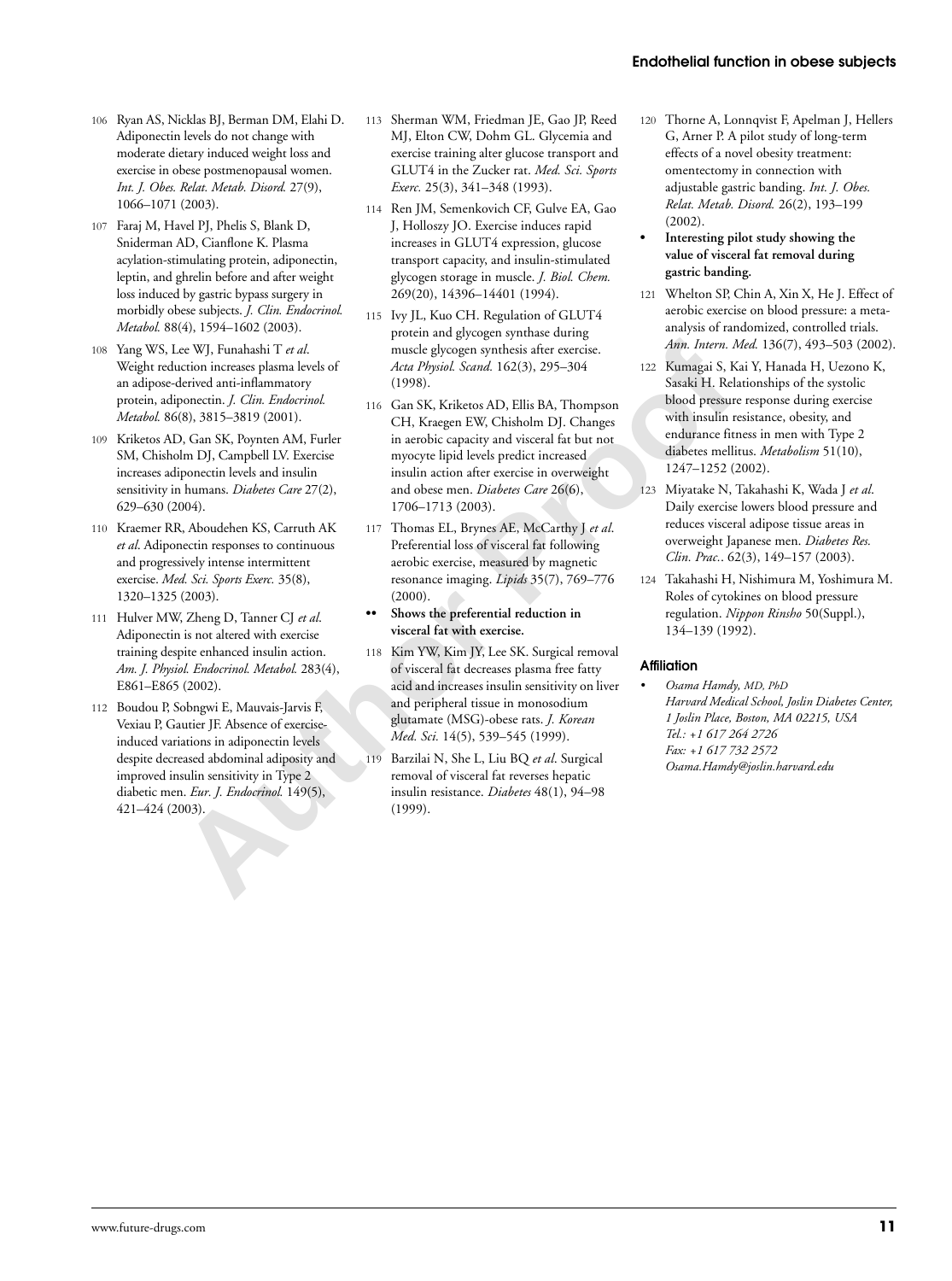106 Ryan AS, Nicklas BJ, Berman DM, Elahi D. Adiponectin levels do not change with moderate dietary induced weight loss and exercise in obese postmenopausal women. *Int. J. Obes. Relat. Metab. Disord.* 27(9), 1066–1071 (2003).

107 Faraj M, Havel PJ, Phelis S, Blank D, Sniderman AD, Cianflone K. Plasma acylation-stimulating protein, adiponectin, leptin, and ghrelin before and after weight loss induced by gastric bypass surgery in morbidly obese subjects. *J. Clin. Endocrinol. Metabol.* 88(4), 1594–1602 (2003).

108 Yang WS, Lee WJ, Funahashi T *et al*. Weight reduction increases plasma levels of an adipose-derived anti-inflammatory protein, adiponectin. *J. Clin. Endocrinol. Metabol.* 86(8), 3815–3819 (2001).

109 Kriketos AD, Gan SK, Poynten AM, Furler SM, Chisholm DJ, Campbell LV. Exercise increases adiponectin levels and insulin sensitivity in humans. *Diabetes Care* 27(2), 629–630 (2004).

110 Kraemer RR, Aboudehen KS, Carruth AK *et al*. Adiponectin responses to continuous and progressively intense intermittent exercise. *Med. Sci. Sports Exerc.* 35(8), 1320–1325 (2003).

111 Hulver MW, Zheng D, Tanner CJ *et al*. Adiponectin is not altered with exercise training despite enhanced insulin action. *Am. J. Physiol. Endocrinol. Metabol.* 283(4), E861–E865 (2002).

112 Boudou P, Sobngwi E, Mauvais-Jarvis F, Vexiau P, Gautier JF. Absence of exercise-induced variations in adiponectin levels despite decreased abdominal adiposity and improved insulin sensitivity in Type 2 diabetic men. *Eur. J. Endocrinol.* 149(5), 421–424 (2003).

113 Sherman WM, Friedman JE, Gao JP, Reed MJ, Elton CW, Dohm GL. Glycemia and exercise training alter glucose transport and GLUT4 in the Zucker rat. *Med. Sci. Sports Exerc.* 25(3), 341–348 (1993).

114 Ren JM, Semenkovich CF, Gulve EA, Gao J, Holloszy JO. Exercise induces rapid increases in GLUT4 expression, glucose transport capacity, and insulin-stimulated glycogen storage in muscle. *J. Biol. Chem.* 269(20), 14396–14401 (1994).

115 Ivy JL, Kuo CH. Regulation of GLUT4 protein and glycogen synthase during muscle glycogen synthesis after exercise. *Acta Physiol. Scand.* 162(3), 295–304 (1998).

116 Gan SK, Kriketos AD, Ellis BA, Thompson CH, Kraegen EW, Chisholm DJ. Changes in aerobic capacity and visceral fat but not myocyte lipid levels predict increased insulin action after exercise in overweight and obese men. *Diabetes Care* 26(6), 1706–1713 (2003).

117 Thomas EL, Brynes AE, McCarthy J *et al*. Preferential loss of visceral fat following aerobic exercise, measured by magnetic resonance imaging. *Lipids* 35(7), 769–776 (2000).

•• **Shows the preferential reduction in visceral fat with exercise.**

118 Kim YW, Kim JY, Lee SK. Surgical removal of visceral fat decreases plasma free fatty acid and increases insulin sensitivity on liver and peripheral tissue in monosodium glutamate (MSG)-obese rats. *J. Korean Med. Sci.* 14(5), 539–545 (1999).

119 Barzilai N, She L, Liu BQ *et al*. Surgical removal of visceral fat reverses hepatic insulin resistance. *Diabetes* 48(1), 94–98 (1999).

120 Thorne A, Lonnqvist F, Apelman J, Hellers G, Arner P. A pilot study of long-term effects of a novel obesity treatment: omentectomy in connection with adjustable gastric banding. *Int. J. Obes. Relat. Metab. Disord.* 26(2), 193–199 (2002).

• **Interesting pilot study showing the value of visceral fat removal during gastric banding.**

121 Whelton SP, Chin A, Xin X, He J. Effect of aerobic exercise on blood pressure: a meta-analysis of randomized, controlled trials. *Ann. Intern. Med.* 136(7), 493–503 (2002).

122 Kumagai S, Kai Y, Hanada H, Uezono K, Sasaki H. Relationships of the systolic blood pressure response during exercise with insulin resistance, obesity, and endurance fitness in men with Type 2 diabetes mellitus. *Metabolism* 51(10), 1247–1252 (2002).

123 Miyatake N, Takahashi K, Wada J *et al*. Daily exercise lowers blood pressure and reduces visceral adipose tissue areas in overweight Japanese men. *Diabetes Res. Clin. Prac.*. 62(3), 149–157 (2003).

124 Takahashi H, Nishimura M, Yoshimura M. Roles of cytokines on blood pressure regulation. *Nippon Rinsho* 50(Suppl.), 134–139 (1992).

## Affiliation

- *Osama Hamdy, MD, PhD*
  *Harvard Medical School, Joslin Diabetes Center, 1 Joslin Place, Boston, MA 02215, USA*
  *Tel.: +1 617 264 2726*
  *Fax: +1 617 732 2572*
  *Osama.Hamdy@joslin.harvard.edu*